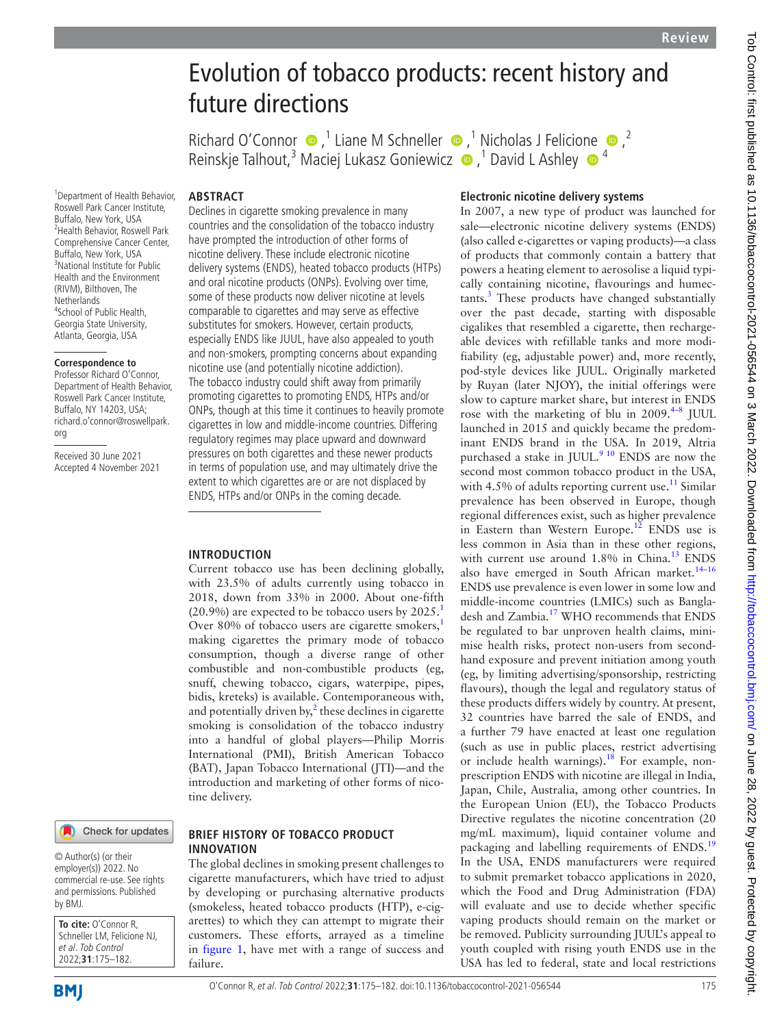# Evolution of tobacco products: recent history and future directions

Richard O'Connor [1], Liane M Schneller [1], Nicholas J Felicione [2], Reinskje Talhout [3], Maciej Lukasz Goniewicz [1], David L Ashley [4]

[1] Department of Health Behavior, Roswell Park Cancer Institute, Buffalo, New York, USA
[2] Health Behavior, Roswell Park Comprehensive Cancer Center, Buffalo, New York, USA
[3] National Institute for Public Health and the Environment (RIVM), Bilthoven, The Netherlands
[4] School of Public Health, Georgia State University, Atlanta, Georgia, USA

**Correspondence to**
Professor Richard O'Connor, Department of Health Behavior, Roswell Park Cancer Institute, Buffalo, NY 14203, USA; richard.o'connor@roswellpark.org

Received 30 June 2021
Accepted 4 November 2021

© Author(s) (or their employer(s)) 2022. No commercial re-use. See rights and permissions. Published by BMJ.

**To cite:** O'Connor R, Schneller LM, Felicione NJ, *et al. Tob Control* 2022;**31**:175–182.

## ABSTRACT

Declines in cigarette smoking prevalence in many countries and the consolidation of the tobacco industry have prompted the introduction of other forms of nicotine delivery. These include electronic nicotine delivery systems (ENDS), heated tobacco products (HTPs) and oral nicotine products (ONPs). Evolving over time, some of these products now deliver nicotine at levels comparable to cigarettes and may serve as effective substitutes for smokers. However, certain products, especially ENDS like JUUL, have also appealed to youth and non-smokers, prompting concerns about expanding nicotine use (and potentially nicotine addiction). The tobacco industry could shift away from primarily promoting cigarettes to promoting ENDS, HTPs and/or ONPs, though at this time it continues to heavily promote cigarettes in low and middle-income countries. Differing regulatory regimes may place upward and downward pressures on both cigarettes and these newer products in terms of population use, and may ultimately drive the extent to which cigarettes are or are not displaced by ENDS, HTPs and/or ONPs in the coming decade.

## INTRODUCTION

Current tobacco use has been declining globally, with 23.5% of adults currently using tobacco in 2018, down from 33% in 2000. About one-fifth (20.9%) are expected to be tobacco users by 2025.[1] Over 80% of tobacco users are cigarette smokers,[1] making cigarettes the primary mode of tobacco consumption, though a diverse range of other combustible and non-combustible products (eg, snuff, chewing tobacco, cigars, waterpipe, pipes, bidis, kreteks) is available. Contemporaneous with, and potentially driven by,[2] these declines in cigarette smoking is consolidation of the tobacco industry into a handful of global players—Philip Morris International (PMI), British American Tobacco (BAT), Japan Tobacco International (JTI)—and the introduction and marketing of other forms of nicotine delivery.

## BRIEF HISTORY OF TOBACCO PRODUCT INNOVATION

The global declines in smoking present challenges to cigarette manufacturers, which have tried to adjust by developing or purchasing alternative products (smokeless, heated tobacco products (HTP), e-cigarettes) to which they can attempt to migrate their customers. These efforts, arrayed as a timeline in figure 1, have met with a range of success and failure.

### Electronic nicotine delivery systems

In 2007, a new type of product was launched for sale—electronic nicotine delivery systems (ENDS) (also called e-cigarettes or vaping products)—a class of products that commonly contain a battery that powers a heating element to aerosolise a liquid typically containing nicotine, flavourings and humectants.[3] These products have changed substantially over the past decade, starting with disposable cigalikes that resembled a cigarette, then rechargeable devices with refillable tanks and more modifiability (eg, adjustable power) and, more recently, pod-style devices like JUUL. Originally marketed by Ruyan (later NJOY), the initial offerings were slow to capture market share, but interest in ENDS rose with the marketing of blu in 2009.[4–8] JUUL launched in 2015 and quickly became the predominant ENDS brand in the USA. In 2019, Altria purchased a stake in JUUL.[9,10] ENDS are now the second most common tobacco product in the USA, with 4.5% of adults reporting current use.[11] Similar prevalence has been observed in Europe, though regional differences exist, such as higher prevalence in Eastern than Western Europe.[12] ENDS use is less common in Asia than in these other regions, with current use around 1.8% in China.[13] ENDS also have emerged in South African market.[14–16] ENDS use prevalence is even lower in some low and middle-income countries (LMICs) such as Bangladesh and Zambia.[17] WHO recommends that ENDS be regulated to bar unproven health claims, minimise health risks, protect non-users from second-hand exposure and prevent initiation among youth (eg, by limiting advertising/sponsorship, restricting flavours), though the legal and regulatory status of these products differs widely by country. At present, 32 countries have barred the sale of ENDS, and a further 79 have enacted at least one regulation (such as use in public places, restrict advertising or include health warnings).[18] For example, non-prescription ENDS with nicotine are illegal in India, Japan, Chile, Australia, among other countries. In the European Union (EU), the Tobacco Products Directive regulates the nicotine concentration (20 mg/mL maximum), liquid container volume and packaging and labelling requirements of ENDS.[19] In the USA, ENDS manufacturers were required to submit premarket tobacco applications in 2020, which the Food and Drug Administration (FDA) will evaluate and use to decide whether specific vaping products should remain on the market or be removed. Publicity surrounding JUUL's appeal to youth coupled with rising youth ENDS use in the USA has led to federal, state and local restrictions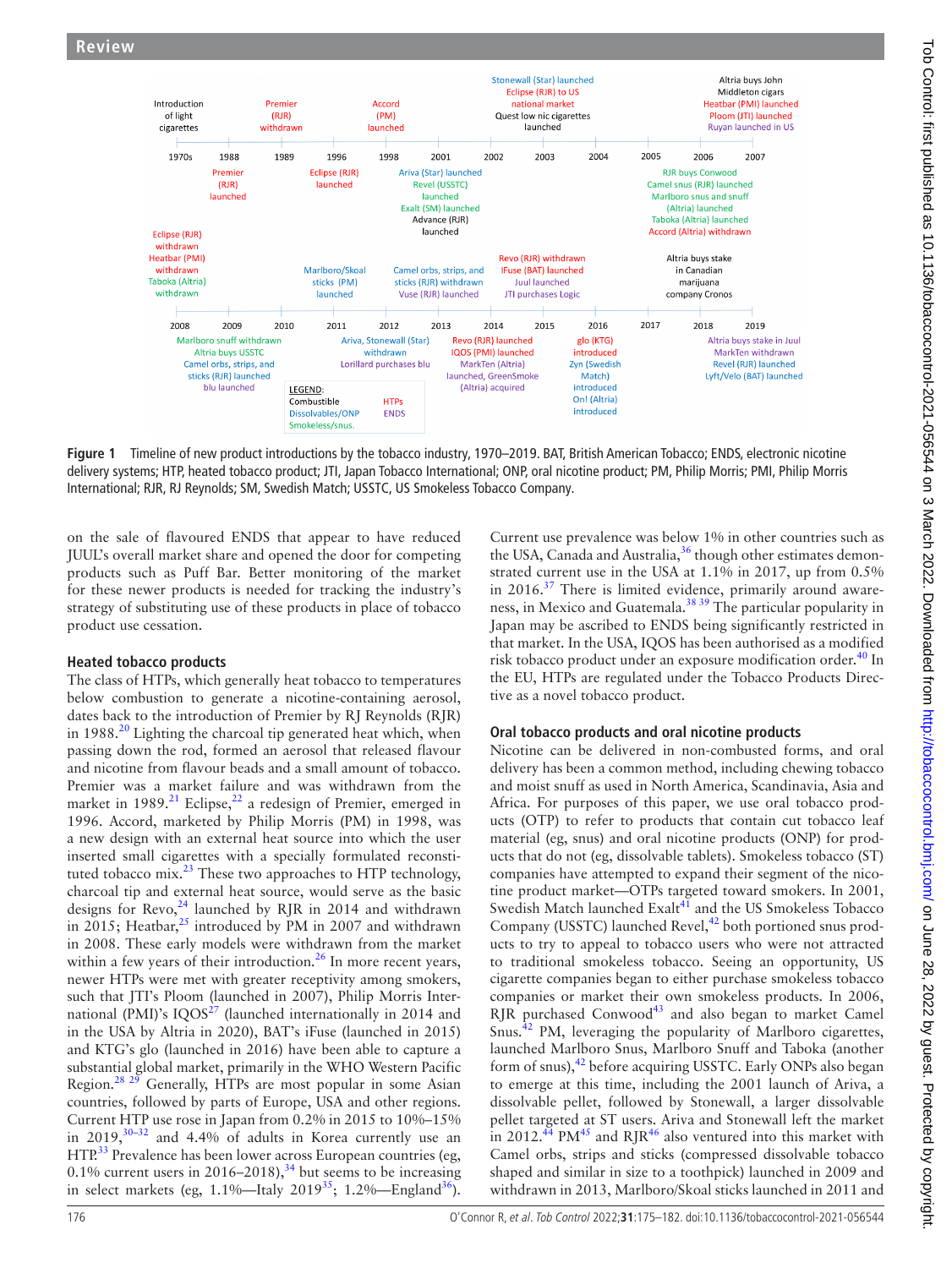Figure 1 Timeline of new product introductions by the tobacco industry, 1970–2019. BAT, British American Tobacco; ENDS, electronic nicotine delivery systems; HTP, heated tobacco product; JTI, Japan Tobacco International; ONP, oral nicotine product; PM, Philip Morris; PMI, Philip Morris International; RJR, RJ Reynolds; SM, Swedish Match; USSTC, US Smokeless Tobacco Company.

on the sale of flavoured ENDS that appear to have reduced JUUL's overall market share and opened the door for competing products such as Puff Bar. Better monitoring of the market for these newer products is needed for tracking the industry's strategy of substituting use of these products in place of tobacco product use cessation.

### Heated tobacco products

The class of HTPs, which generally heat tobacco to temperatures below combustion to generate a nicotine-containing aerosol, dates back to the introduction of Premier by RJ Reynolds (RJR) in 1988.[20] Lighting the charcoal tip generated heat which, when passing down the rod, formed an aerosol that released flavour and nicotine from flavour beads and a small amount of tobacco. Premier was a market failure and was withdrawn from the market in 1989.[21] Eclipse,[22] a redesign of Premier, emerged in 1996. Accord, marketed by Philip Morris (PM) in 1998, was a new design with an external heat source into which the user inserted small cigarettes with a specially formulated reconstituted tobacco mix.[23] These two approaches to HTP technology, charcoal tip and external heat source, would serve as the basic designs for Revo,[24] launched by RJR in 2014 and withdrawn in 2015; Heatbar,[25] introduced by PM in 2007 and withdrawn in 2008. These early models were withdrawn from the market within a few years of their introduction.[26] In more recent years, newer HTPs were met with greater receptivity among smokers, such that JTI's Ploom (launched in 2007), Philip Morris International (PMI)'s IQOS[27] (launched internationally in 2014 and in the USA by Altria in 2020), BAT's iFuse (launched in 2015) and KTG's glo (launched in 2016) have been able to capture a substantial global market, primarily in the WHO Western Pacific Region.[28 29] Generally, HTPs are most popular in some Asian countries, followed by parts of Europe, USA and other regions. Current HTP use rose in Japan from 0.2% in 2015 to 10%–15% in 2019,[30–32] and 4.4% of adults in Korea currently use an HTP.[33] Prevalence has been lower across European countries (eg, 0.1% current users in 2016–2018),[34] but seems to be increasing in select markets (eg, 1.1%—Italy 2019[35]; 1.2%—England[36]). Current use prevalence was below 1% in other countries such as the USA, Canada and Australia,[36] though other estimates demonstrated current use in the USA at 1.1% in 2017, up from 0.5% in 2016.[37] There is limited evidence, primarily around awareness, in Mexico and Guatemala.[38 39] The particular popularity in Japan may be ascribed to ENDS being significantly restricted in that market. In the USA, IQOS has been authorised as a modified risk tobacco product under an exposure modification order.[40] In the EU, HTPs are regulated under the Tobacco Products Directive as a novel tobacco product.

### Oral tobacco products and oral nicotine products

Nicotine can be delivered in non-combusted forms, and oral delivery has been a common method, including chewing tobacco and moist snuff as used in North America, Scandinavia, Asia and Africa. For purposes of this paper, we use oral tobacco products (OTP) to refer to products that contain cut tobacco leaf material (eg, snus) and oral nicotine products (ONP) for products that do not (eg, dissolvable tablets). Smokeless tobacco (ST) companies have attempted to expand their segment of the nicotine product market—OTPs targeted toward smokers. In 2001, Swedish Match launched Exalt[41] and the US Smokeless Tobacco Company (USSTC) launched Revel,[42] both portioned snus products to try to appeal to tobacco users who were not attracted to traditional smokeless tobacco. Seeing an opportunity, US cigarette companies began to either purchase smokeless tobacco companies or market their own smokeless products. In 2006, RJR purchased Conwood[43] and also began to market Camel Snus.[42] PM, leveraging the popularity of Marlboro cigarettes, launched Marlboro Snus, Marlboro Snuff and Taboka (another form of snus),[42] before acquiring USSTC. Early ONPs also began to emerge at this time, including the 2001 launch of Ariva, a dissolvable pellet, followed by Stonewall, a larger dissolvable pellet targeted at ST users. Ariva and Stonewall left the market in 2012.[44] PM[45] and RJR[46] also ventured into this market with Camel orbs, strips and sticks (compressed dissolvable tobacco shaped and similar in size to a toothpick) launched in 2009 and withdrawn in 2013, Marlboro/Skoal sticks launched in 2011 and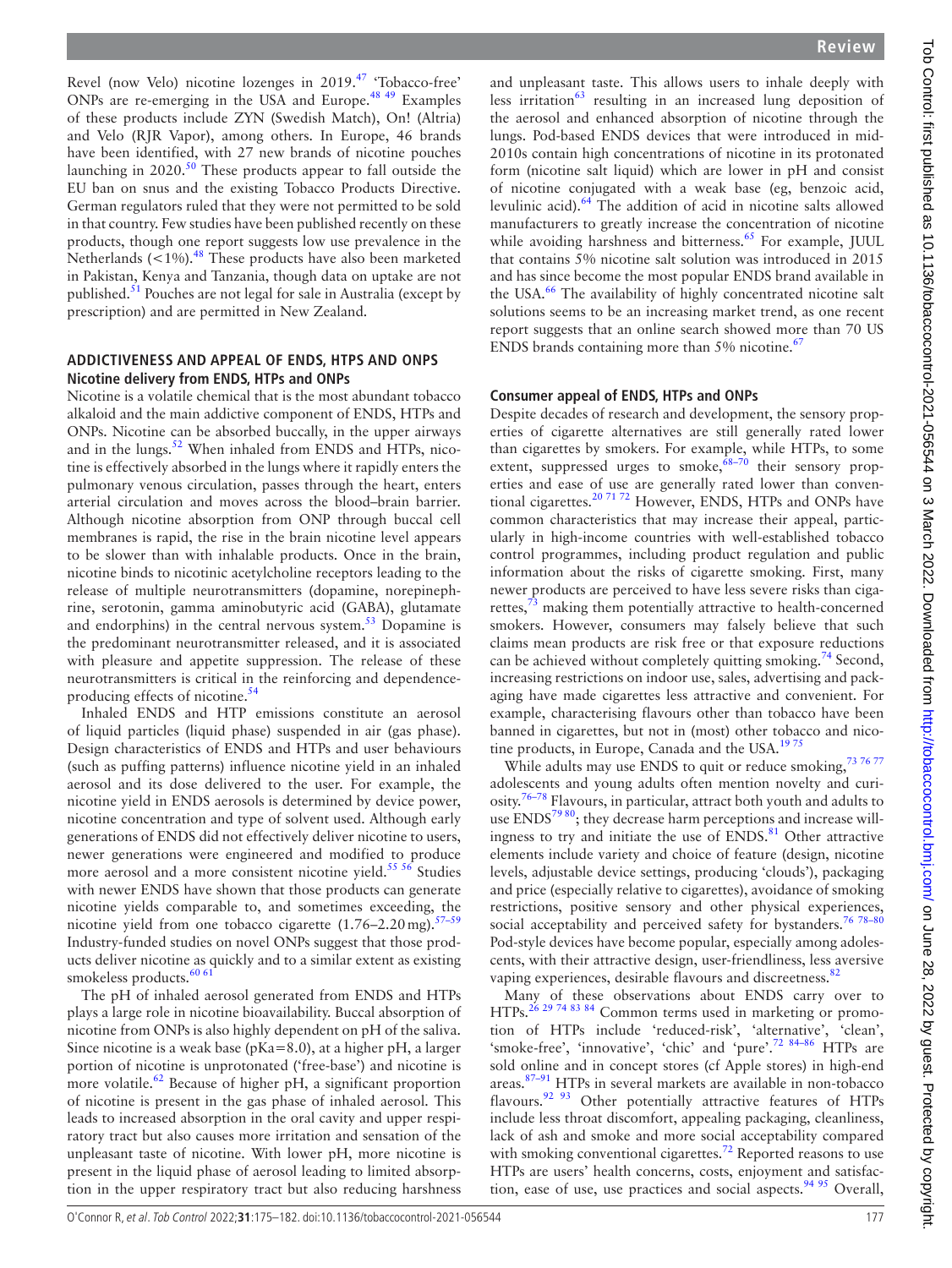Revel (now Velo) nicotine lozenges in 2019.[47] 'Tobacco-free' ONPs are re-emerging in the USA and Europe.[48 49] Examples of these products include ZYN (Swedish Match), On! (Altria) and Velo (RJR Vapor), among others. In Europe, 46 brands have been identified, with 27 new brands of nicotine pouches launching in 2020.[50] These products appear to fall outside the EU ban on snus and the existing Tobacco Products Directive. German regulators ruled that they were not permitted to be sold in that country. Few studies have been published recently on these products, though one report suggests low use prevalence in the Netherlands (<1%).[48] These products have also been marketed in Pakistan, Kenya and Tanzania, though data on uptake are not published.[51] Pouches are not legal for sale in Australia (except by prescription) and are permitted in New Zealand.

## ADDICTIVENESS AND APPEAL OF ENDS, HTPS AND ONPS

### Nicotine delivery from ENDS, HTPs and ONPs

Nicotine is a volatile chemical that is the most abundant tobacco alkaloid and the main addictive component of ENDS, HTPs and ONPs. Nicotine can be absorbed buccally, in the upper airways and in the lungs.[52] When inhaled from ENDS and HTPs, nicotine is effectively absorbed in the lungs where it rapidly enters the pulmonary venous circulation, passes through the heart, enters arterial circulation and moves across the blood–brain barrier. Although nicotine absorption from ONP through buccal cell membranes is rapid, the rise in the brain nicotine level appears to be slower than with inhalable products. Once in the brain, nicotine binds to nicotinic acetylcholine receptors leading to the release of multiple neurotransmitters (dopamine, norepinephrine, serotonin, gamma aminobutyric acid (GABA), glutamate and endorphins) in the central nervous system.[53] Dopamine is the predominant neurotransmitter released, and it is associated with pleasure and appetite suppression. The release of these neurotransmitters is critical in the reinforcing and dependence-producing effects of nicotine.[54]

Inhaled ENDS and HTP emissions constitute an aerosol of liquid particles (liquid phase) suspended in air (gas phase). Design characteristics of ENDS and HTPs and user behaviours (such as puffing patterns) influence nicotine yield in an inhaled aerosol and its dose delivered to the user. For example, the nicotine yield in ENDS aerosols is determined by device power, nicotine concentration and type of solvent used. Although early generations of ENDS did not effectively deliver nicotine to users, newer generations were engineered and modified to produce more aerosol and a more consistent nicotine yield.[55 56] Studies with newer ENDS have shown that those products can generate nicotine yields comparable to, and sometimes exceeding, the nicotine yield from one tobacco cigarette (1.76–2.20 mg).[57–59] Industry-funded studies on novel ONPs suggest that those products deliver nicotine as quickly and to a similar extent as existing smokeless products.[60 61]

The pH of inhaled aerosol generated from ENDS and HTPs plays a large role in nicotine bioavailability. Buccal absorption of nicotine from ONPs is also highly dependent on pH of the saliva. Since nicotine is a weak base (pKa=8.0), at a higher pH, a larger portion of nicotine is unprotonated ('free-base') and nicotine is more volatile.[62] Because of higher pH, a significant proportion of nicotine is present in the gas phase of inhaled aerosol. This leads to increased absorption in the oral cavity and upper respiratory tract but also causes more irritation and sensation of the unpleasant taste of nicotine. With lower pH, more nicotine is present in the liquid phase of aerosol leading to limited absorption in the upper respiratory tract but also reducing harshness and unpleasant taste. This allows users to inhale deeply with less irritation[63] resulting in an increased lung deposition of the aerosol and enhanced absorption of nicotine through the lungs. Pod-based ENDS devices that were introduced in mid-2010s contain high concentrations of nicotine in its protonated form (nicotine salt liquid) which are lower in pH and consist of nicotine conjugated with a weak base (eg, benzoic acid, levulinic acid).[64] The addition of acid in nicotine salts allowed manufacturers to greatly increase the concentration of nicotine while avoiding harshness and bitterness.[65] For example, JUUL that contains 5% nicotine salt solution was introduced in 2015 and has since become the most popular ENDS brand available in the USA.[66] The availability of highly concentrated nicotine salt solutions seems to be an increasing market trend, as one recent report suggests that an online search showed more than 70 US ENDS brands containing more than 5% nicotine.[67]

### Consumer appeal of ENDS, HTPs and ONPs

Despite decades of research and development, the sensory properties of cigarette alternatives are still generally rated lower than cigarettes by smokers. For example, while HTPs, to some extent, suppressed urges to smoke,[68–70] their sensory properties and ease of use are generally rated lower than conventional cigarettes.[20 71 72] However, ENDS, HTPs and ONPs have common characteristics that may increase their appeal, particularly in high-income countries with well-established tobacco control programmes, including product regulation and public information about the risks of cigarette smoking. First, many newer products are perceived to have less severe risks than cigarettes,[73] making them potentially attractive to health-concerned smokers. However, consumers may falsely believe that such claims mean products are risk free or that exposure reductions can be achieved without completely quitting smoking.[74] Second, increasing restrictions on indoor use, sales, advertising and packaging have made cigarettes less attractive and convenient. For example, characterising flavours other than tobacco have been banned in cigarettes, but not in (most) other tobacco and nicotine products, in Europe, Canada and the USA.[19 75]

While adults may use ENDS to quit or reduce smoking,[73 76 77] adolescents and young adults often mention novelty and curiosity.[76–78] Flavours, in particular, attract both youth and adults to use ENDS[79 80]; they decrease harm perceptions and increase willingness to try and initiate the use of ENDS.[81] Other attractive elements include variety and choice of feature (design, nicotine levels, adjustable device settings, producing 'clouds'), packaging and price (especially relative to cigarettes), avoidance of smoking restrictions, positive sensory and other physical experiences, social acceptability and perceived safety for bystanders.[76 78–80] Pod-style devices have become popular, especially among adolescents, with their attractive design, user-friendliness, less aversive vaping experiences, desirable flavours and discreetness.[82]

Many of these observations about ENDS carry over to HTPs.[26 29 74 83 84] Common terms used in marketing or promotion of HTPs include 'reduced-risk', 'alternative', 'clean', 'smoke-free', 'innovative', 'chic' and 'pure'.[72 84–86] HTPs are sold online and in concept stores (cf Apple stores) in high-end areas.[87–91] HTPs in several markets are available in non-tobacco flavours.[92 93] Other potentially attractive features of HTPs include less throat discomfort, appealing packaging, cleanliness, lack of ash and smoke and more social acceptability compared with smoking conventional cigarettes.[72] Reported reasons to use HTPs are users' health concerns, costs, enjoyment and satisfaction, ease of use, use practices and social aspects.[94 95] Overall,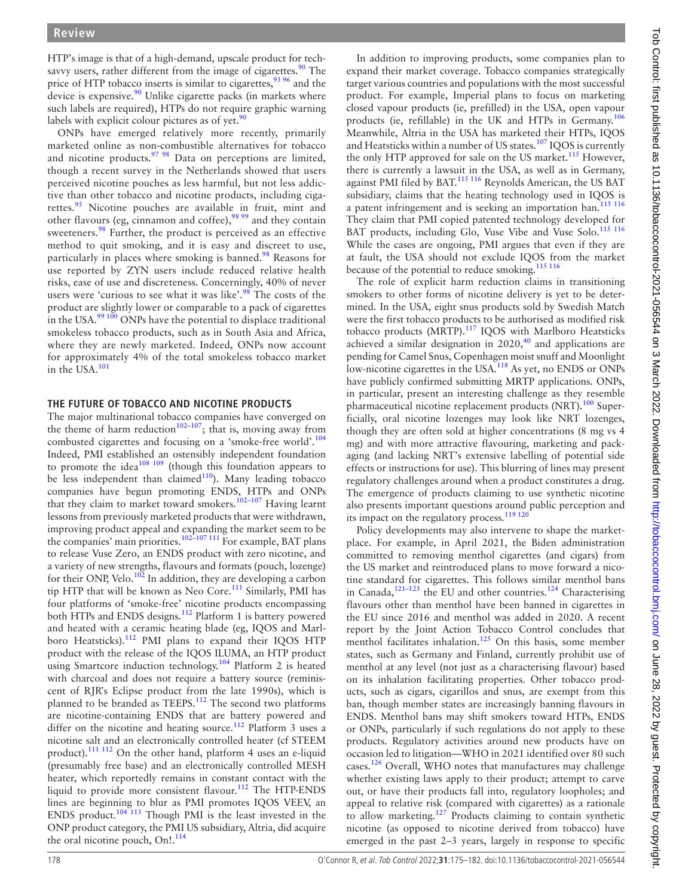HTP's image is that of a high-demand, upscale product for tech-savvy users, rather different from the image of cigarettes.[90] The price of HTP tobacco inserts is similar to cigarettes,[93 96] and the device is expensive.[90] Unlike cigarette packs (in markets where such labels are required), HTPs do not require graphic warning labels with explicit colour pictures as of yet.[90]

ONPs have emerged relatively more recently, primarily marketed online as non-combustible alternatives for tobacco and nicotine products.[97 98] Data on perceptions are limited, though a recent survey in the Netherlands showed that users perceived nicotine pouches as less harmful, but not less addictive than other tobacco and nicotine products, including cigarettes.[95] Nicotine pouches are available in fruit, mint and other flavours (eg, cinnamon and coffee),[98 99] and they contain sweeteners.[98] Further, the product is perceived as an effective method to quit smoking, and it is easy and discreet to use, particularly in places where smoking is banned.[98] Reasons for use reported by ZYN users include reduced relative health risks, ease of use and discreteness. Concerningly, 40% of never users were 'curious to see what it was like'.[98] The costs of the product are slightly lower or comparable to a pack of cigarettes in the USA.[99 100] ONPs have the potential to displace traditional smokeless tobacco products, such as in South Asia and Africa, where they are newly marketed. Indeed, ONPs now account for approximately 4% of the total smokeless tobacco market in the USA.[101]

## THE FUTURE OF TOBACCO AND NICOTINE PRODUCTS

The major multinational tobacco companies have converged on the theme of harm reduction[102–107]; that is, moving away from combusted cigarettes and focusing on a 'smoke-free world'.[104] Indeed, PMI established an ostensibly independent foundation to promote the idea[108 109] (though this foundation appears to be less independent than claimed[110]). Many leading tobacco companies have begun promoting ENDS, HTPs and ONPs that they claim to market toward smokers.[102–107] Having learnt lessons from previously marketed products that were withdrawn, improving product appeal and expanding the market seem to be the companies' main priorities.[102–107 111] For example, BAT plans to release Vuse Zero, an ENDS product with zero nicotine, and a variety of new strengths, flavours and formats (pouch, lozenge) for their ONP, Velo.[102] In addition, they are developing a carbon tip HTP that will be known as Neo Core.[111] Similarly, PMI has four platforms of 'smoke-free' nicotine products encompassing both HTPs and ENDS designs.[112] Platform 1 is battery powered and heated with a ceramic heating blade (eg, IQOS and Marlboro Heatsticks).[112] PMI plans to expand their IQOS HTP product with the release of the IQOS ILUMA, an HTP product using Smartcore induction technology.[104] Platform 2 is heated with charcoal and does not require a battery source (reminiscent of RJR's Eclipse product from the late 1990s), which is planned to be branded as TEEPS.[112] The second two platforms are nicotine-containing ENDS that are battery powered and differ on the nicotine and heating source.[112] Platform 3 uses a nicotine salt and an electronically controlled heater (cf STEEM product).[111 112] On the other hand, platform 4 uses an e-liquid (presumably free base) and an electronically controlled MESH heater, which reportedly remains in constant contact with the liquid to provide more consistent flavour.[112] The HTP-ENDS lines are beginning to blur as PMI promotes IQOS VEEV, an ENDS product.[104 113] Though PMI is the least invested in the ONP product category, the PMI US subsidiary, Altria, did acquire the oral nicotine pouch, On!.[114]

In addition to improving products, some companies plan to expand their market coverage. Tobacco companies strategically target various countries and populations with the most successful product. For example, Imperial plans to focus on marketing closed vapour products (ie, prefilled) in the USA, open vapour products (ie, refillable) in the UK and HTPs in Germany.[106] Meanwhile, Altria in the USA has marketed their HTPs, IQOS and Heatsticks within a number of US states.[107] IQOS is currently the only HTP approved for sale on the US market.[115] However, there is currently a lawsuit in the USA, as well as in Germany, against PMI filed by BAT.[115 116] Reynolds American, the US BAT subsidiary, claims that the heating technology used in IQOS is a patent infringement and is seeking an importation ban.[115 116] They claim that PMI copied patented technology developed for BAT products, including Glo, Vuse Vibe and Vuse Solo.[115 116] While the cases are ongoing, PMI argues that even if they are at fault, the USA should not exclude IQOS from the market because of the potential to reduce smoking.[115 116]

The role of explicit harm reduction claims in transitioning smokers to other forms of nicotine delivery is yet to be determined. In the USA, eight snus products sold by Swedish Match were the first tobacco products to be authorised as modified risk tobacco products (MRTP).[117] IQOS with Marlboro Heatsticks achieved a similar designation in 2020,[40] and applications are pending for Camel Snus, Copenhagen moist snuff and Moonlight low-nicotine cigarettes in the USA.[118] As yet, no ENDS or ONPs have publicly confirmed submitting MRTP applications. ONPs, in particular, present an interesting challenge as they resemble pharmaceutical nicotine replacement products (NRT).[100] Superficially, oral nicotine lozenges may look like NRT lozenges, though they are often sold at higher concentrations (8 mg vs 4 mg) and with more attractive flavouring, marketing and packaging (and lacking NRT's extensive labelling of potential side effects or instructions for use). This blurring of lines may present regulatory challenges around when a product constitutes a drug. The emergence of products claiming to use synthetic nicotine also presents important questions around public perception and its impact on the regulatory process.[119 120]

Policy developments may also intervene to shape the marketplace. For example, in April 2021, the Biden administration committed to removing menthol cigarettes (and cigars) from the US market and reintroduced plans to move forward a nicotine standard for cigarettes. This follows similar menthol bans in Canada,[121–123] the EU and other countries.[124] Characterising flavours other than menthol have been banned in cigarettes in the EU since 2016 and menthol was added in 2020. A recent report by the Joint Action Tobacco Control concludes that menthol facilitates inhalation.[125] On this basis, some member states, such as Germany and Finland, currently prohibit use of menthol at any level (not just as a characterising flavour) based on its inhalation facilitating properties. Other tobacco products, such as cigars, cigarillos and snus, are exempt from this ban, though member states are increasingly banning flavours in ENDS. Menthol bans may shift smokers toward HTPs, ENDS or ONPs, particularly if such regulations do not apply to these products. Regulatory activities around new products have on occasion led to litigation—WHO in 2021 identified over 80 such cases.[126] Overall, WHO notes that manufactures may challenge whether existing laws apply to their product; attempt to carve out, or have their products fall into, regulatory loopholes; and appeal to relative risk (compared with cigarettes) as a rationale to allow marketing.[127] Products claiming to contain synthetic nicotine (as opposed to nicotine derived from tobacco) have emerged in the past 2–3 years, largely in response to specific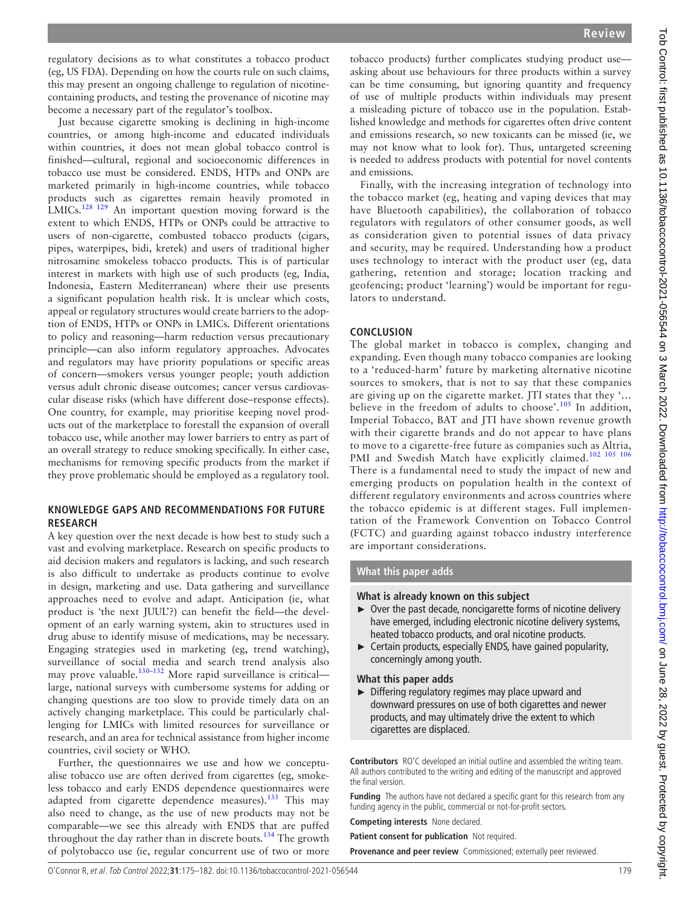regulatory decisions as to what constitutes a tobacco product (eg, US FDA). Depending on how the courts rule on such claims, this may present an ongoing challenge to regulation of nicotine-containing products, and testing the provenance of nicotine may become a necessary part of the regulator's toolbox.

Just because cigarette smoking is declining in high-income countries, or among high-income and educated individuals within countries, it does not mean global tobacco control is finished—cultural, regional and socioeconomic differences in tobacco use must be considered. ENDS, HTPs and ONPs are marketed primarily in high-income countries, while tobacco products such as cigarettes remain heavily promoted in LMICs.[128 129] An important question moving forward is the extent to which ENDS, HTPs or ONPs could be attractive to users of non-cigarette, combusted tobacco products (cigars, pipes, waterpipes, bidi, kretek) and users of traditional higher nitrosamine smokeless tobacco products. This is of particular interest in markets with high use of such products (eg, India, Indonesia, Eastern Mediterranean) where their use presents a significant population health risk. It is unclear which costs, appeal or regulatory structures would create barriers to the adoption of ENDS, HTPs or ONPs in LMICs. Different orientations to policy and reasoning—harm reduction versus precautionary principle—can also inform regulatory approaches. Advocates and regulators may have priority populations or specific areas of concern—smokers versus younger people; youth addiction versus adult chronic disease outcomes; cancer versus cardiovascular disease risks (which have different dose–response effects). One country, for example, may prioritise keeping novel products out of the marketplace to forestall the expansion of overall tobacco use, while another may lower barriers to entry as part of an overall strategy to reduce smoking specifically. In either case, mechanisms for removing specific products from the market if they prove problematic should be employed as a regulatory tool.

## KNOWLEDGE GAPS AND RECOMMENDATIONS FOR FUTURE RESEARCH

A key question over the next decade is how best to study such a vast and evolving marketplace. Research on specific products to aid decision makers and regulators is lacking, and such research is also difficult to undertake as products continue to evolve in design, marketing and use. Data gathering and surveillance approaches need to evolve and adapt. Anticipation (ie, what product is 'the next JUUL'?) can benefit the field—the development of an early warning system, akin to structures used in drug abuse to identify misuse of medications, may be necessary. Engaging strategies used in marketing (eg, trend analysis), surveillance of social media and search trend analysis also may prove valuable.[130–132] More rapid surveillance is critical—large, national surveys with cumbersome systems for adding or changing questions are too slow to provide timely data on an actively changing marketplace. This could be particularly challenging for LMICs with limited resources for surveillance or research, and an area for technical assistance from higher income countries, civil society or WHO.

Further, the questionnaires we use and how we conceptualise tobacco use are often derived from cigarettes (eg, smokeless tobacco and early ENDS dependence questionnaires were adapted from cigarette dependence measures).[133] This may also need to change, as the use of new products may not be comparable—we see this already with ENDS that are puffed throughout the day rather than in discrete bouts.[134] The growth of polytobacco use (ie, regular concurrent use of two or more tobacco products) further complicates studying product use—asking about use behaviours for three products within a survey can be time consuming, but ignoring quantity and frequency of use of multiple products within individuals may present a misleading picture of tobacco use in the population. Established knowledge and methods for cigarettes often drive content and emissions research, so new toxicants can be missed (ie, we may not know what to look for). Thus, untargeted screening is needed to address products with potential for novel contents and emissions.

Finally, with the increasing integration of technology into the tobacco market (eg, heating and vaping devices that may have Bluetooth capabilities), the collaboration of tobacco regulators with regulators of other consumer goods, as well as consideration given to potential issues of data privacy and security, may be required. Understanding how a product uses technology to interact with the product user (eg, data gathering, retention and storage; location tracking and geofencing; product 'learning') would be important for regulators to understand.

## CONCLUSION

The global market in tobacco is complex, changing and expanding. Even though many tobacco companies are looking to a 'reduced-harm' future by marketing alternative nicotine sources to smokers, that is not to say that these companies are giving up on the cigarette market. JTI states that they '… believe in the freedom of adults to choose'.[105] In addition, Imperial Tobacco, BAT and JTI have shown revenue growth with their cigarette brands and do not appear to have plans to move to a cigarette-free future as companies such as Altria, PMI and Swedish Match have explicitly claimed.[102 105 106] There is a fundamental need to study the impact of new and emerging products on population health in the context of different regulatory environments and across countries where the tobacco epidemic is at different stages. Full implementation of the Framework Convention on Tobacco Control (FCTC) and guarding against tobacco industry interference are important considerations.

### What this paper adds

**What is already known on this subject**

- Over the past decade, noncigarette forms of nicotine delivery have emerged, including electronic nicotine delivery systems, heated tobacco products, and oral nicotine products.
- Certain products, especially ENDS, have gained popularity, concerningly among youth.

**What this paper adds**

- Differing regulatory regimes may place upward and downward pressures on use of both cigarettes and newer products, and may ultimately drive the extent to which cigarettes are displaced.

**Contributors** RO'C developed an initial outline and assembled the writing team. All authors contributed to the writing and editing of the manuscript and approved the final version.

**Funding** The authors have not declared a specific grant for this research from any funding agency in the public, commercial or not-for-profit sectors.

**Competing interests** None declared.

**Patient consent for publication** Not required.

**Provenance and peer review** Commissioned; externally peer reviewed.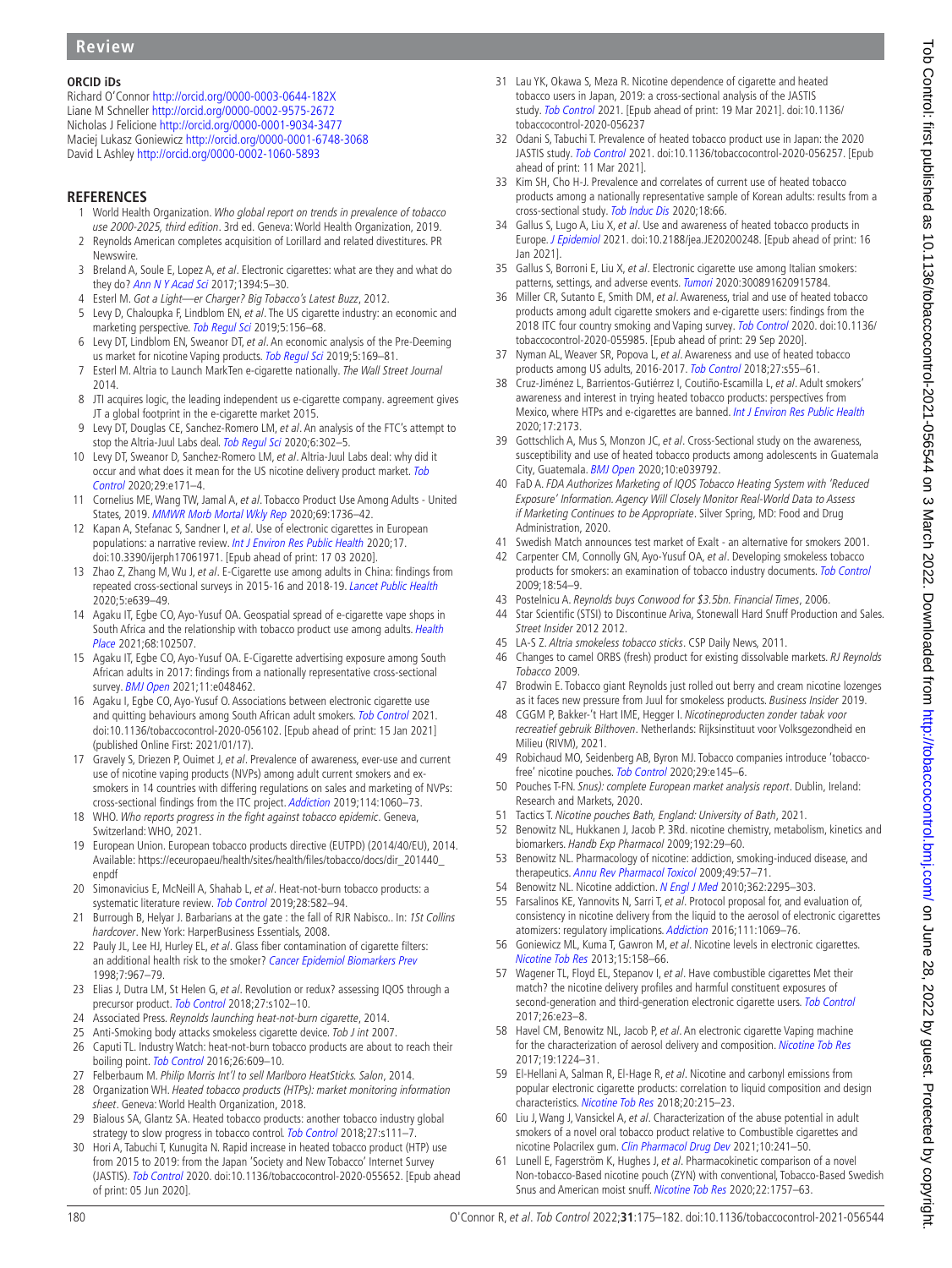**ORCID iDs**

Richard O'Connor http://orcid.org/0000-0003-0644-182X
Liane M Schneller http://orcid.org/0000-0002-9575-2672
Nicholas J Felicione http://orcid.org/0000-0001-9034-3477
Maciej Lukasz Goniewicz http://orcid.org/0000-0001-6748-3068
David L Ashley http://orcid.org/0000-0002-1060-5893

## REFERENCES

1. World Health Organization. *Who global report on trends in prevalence of tobacco use 2000-2025, third edition*. 3rd ed. Geneva: World Health Organization, 2019.
2. Reynolds American completes acquisition of Lorillard and related divestitures. PR Newswire.
3. Breland A, Soule E, Lopez A, *et al*. Electronic cigarettes: what are they and what do they do? *Ann N Y Acad Sci* 2017;1394:5–30.
4. Esterl M. *Got a Light—er Charger? Big Tobacco's Latest Buzz*, 2012.
5. Levy D, Chaloupka F, Lindblom EN, *et al*. The US cigarette industry: an economic and marketing perspective. *Tob Regul Sci* 2019;5:156–68.
6. Levy DT, Lindblom EN, Sweanor DT, *et al*. An economic analysis of the Pre-Deeming us market for nicotine Vaping products. *Tob Regul Sci* 2019;5:169–81.
7. Esterl M. Altria to Launch MarkTen e-cigarette nationally. *The Wall Street Journal* 2014.
8. JTI acquires logic, the leading independent us e-cigarette company. agreement gives JT a global footprint in the e-cigarette market 2015.
9. Levy DT, Douglas CE, Sanchez-Romero LM, *et al*. An analysis of the FTC's attempt to stop the Altria-Juul Labs deal. *Tob Regul Sci* 2020;6:302–5.
10. Levy DT, Sweanor D, Sanchez-Romero LM, *et al*. Altria-Juul Labs deal: why did it occur and what does it mean for the US nicotine delivery product market. *Tob Control* 2020;29:e171–4.
11. Cornelius ME, Wang TW, Jamal A, *et al*. Tobacco Product Use Among Adults - United States, 2019. *MMWR Morb Mortal Wkly Rep* 2020;69:1736–42.
12. Kapan A, Stefanac S, Sandner I, *et al*. Use of electronic cigarettes in European populations: a narrative review. *Int J Environ Res Public Health* 2020;17. doi:10.3390/ijerph17061971. [Epub ahead of print: 17 03 2020].
13. Zhao Z, Zhang M, Wu J, *et al*. E-Cigarette use among adults in China: findings from repeated cross-sectional surveys in 2015-16 and 2018-19. *Lancet Public Health* 2020;5:e639–49.
14. Agaku IT, Egbe CO, Ayo-Yusuf OA. Geospatial spread of e-cigarette vape shops in South Africa and the relationship with tobacco product use among adults. *Health Place* 2021;68:102507.
15. Agaku IT, Egbe CO, Ayo-Yusuf OA. E-Cigarette advertising exposure among South African adults in 2017: findings from a nationally representative cross-sectional survey. *BMJ Open* 2021;11:e048462.
16. Agaku I, Egbe CO, Ayo-Yusuf O. Associations between electronic cigarette use and quitting behaviours among South African adult smokers. *Tob Control* 2021. doi:10.1136/tobaccocontrol-2020-056102. [Epub ahead of print: 15 Jan 2021] (published Online First: 2021/01/17).
17. Gravely S, Driezen P, Ouimet J, *et al*. Prevalence of awareness, ever-use and current use of nicotine vaping products (NVPs) among adult current smokers and ex-smokers in 14 countries with differing regulations on sales and marketing of NVPs: cross-sectional findings from the ITC project. *Addiction* 2019;114:1060–73.
18. WHO. *Who reports progress in the fight against tobacco epidemic*. Geneva, Switzerland: WHO, 2021.
19. European Union. European tobacco products directive (EUTPD) (2014/40/EU), 2014. Available: https://eceuropaeu/health/sites/health/files/tobacco/docs/dir_201440_enpdf
20. Simonavicius E, McNeill A, Shahab L, *et al*. Heat-not-burn tobacco products: a systematic literature review. *Tob Control* 2019;28:582–94.
21. Burrough B, Helyar J. Barbarians at the gate : the fall of RJR Nabisco.. In: *1St Collins hardcover*. New York: HarperBusiness Essentials, 2008.
22. Pauly JL, Lee HJ, Hurley EL, *et al*. Glass fiber contamination of cigarette filters: an additional health risk to the smoker? *Cancer Epidemiol Biomarkers Prev* 1998;7:967–79.
23. Elias J, Dutra LM, St Helen G, *et al*. Revolution or redux? assessing IQOS through a precursor product. *Tob Control* 2018;27:s102–10.
24. Associated Press. *Reynolds launching heat-not-burn cigarette*, 2014.
25. Anti-Smoking body attacks smokeless cigarette device. *Tob J int* 2007.
26. Caputi TL. Industry Watch: heat-not-burn tobacco products are about to reach their boiling point. *Tob Control* 2016;26:609–10.
27. Felberbaum M. *Philip Morris Int'l to sell Marlboro HeatSticks. Salon*, 2014.
28. Organization WH. *Heated tobacco products (HTPs): market monitoring information sheet*. Geneva: World Health Organization, 2018.
29. Bialous SA, Glantz SA. Heated tobacco products: another tobacco industry global strategy to slow progress in tobacco control. *Tob Control* 2018;27:s111–7.
30. Hori A, Tabuchi T, Kunugita N. Rapid increase in heated tobacco product (HTP) use from 2015 to 2019: from the Japan 'Society and New Tobacco' Internet Survey (JASTIS). *Tob Control* 2020. doi:10.1136/tobaccocontrol-2020-055652. [Epub ahead of print: 05 Jun 2020].
31. Lau YK, Okawa S, Meza R. Nicotine dependence of cigarette and heated tobacco users in Japan, 2019: a cross-sectional analysis of the JASTIS study. *Tob Control* 2021. [Epub ahead of print: 19 Mar 2021]. doi:10.1136/tobaccocontrol-2020-056237
32. Odani S, Tabuchi T. Prevalence of heated tobacco product use in Japan: the 2020 JASTIS study. *Tob Control* 2021. doi:10.1136/tobaccocontrol-2020-056257. [Epub ahead of print: 11 Mar 2021].
33. Kim SH, Cho H-J. Prevalence and correlates of current use of heated tobacco products among a nationally representative sample of Korean adults: results from a cross-sectional study. *Tob Induc Dis* 2020;18:66.
34. Gallus S, Lugo A, Liu X, *et al*. Use and awareness of heated tobacco products in Europe. *J Epidemiol* 2021. doi:10.2188/jea.JE20200248. [Epub ahead of print: 16 Jan 2021].
35. Gallus S, Borroni E, Liu X, *et al*. Electronic cigarette use among Italian smokers: patterns, settings, and adverse events. *Tumori* 2020:300891620915784.
36. Miller CR, Sutanto E, Smith DM, *et al*. Awareness, trial and use of heated tobacco products among adult cigarette smokers and e-cigarette users: findings from the 2018 ITC four country smoking and Vaping survey. *Tob Control* 2020. doi:10.1136/tobaccocontrol-2020-055985. [Epub ahead of print: 29 Sep 2020].
37. Nyman AL, Weaver SR, Popova L, *et al*. Awareness and use of heated tobacco products among US adults, 2016-2017. *Tob Control* 2018;27:s55–61.
38. Cruz-Jiménez L, Barrientos-Gutiérrez I, Coutiño-Escamilla L, *et al*. Adult smokers' awareness and interest in trying heated tobacco products: perspectives from Mexico, where HTPs and e-cigarettes are banned. *Int J Environ Res Public Health* 2020;17:2173.
39. Gottschlich A, Mus S, Monzon JC, *et al*. Cross-Sectional study on the awareness, susceptibility and use of heated tobacco products among adolescents in Guatemala City, Guatemala. *BMJ Open* 2020;10:e039792.
40. FaD A. *FDA Authorizes Marketing of IQOS Tobacco Heating System with 'Reduced Exposure' Information. Agency Will Closely Monitor Real-World Data to Assess if Marketing Continues to be Appropriate*. Silver Spring, MD: Food and Drug Administration, 2020.
41. Swedish Match announces test market of Exalt - an alternative for smokers 2001.
42. Carpenter CM, Connolly GN, Ayo-Yusuf OA, *et al*. Developing smokeless tobacco products for smokers: an examination of tobacco industry documents. *Tob Control* 2009;18:54–9.
43. Postelnicu A. *Reynolds buys Conwood for $3.5bn. Financial Times*, 2006.
44. Star Scientific (STSI) to Discontinue Ariva, Stonewall Hard Snuff Production and Sales. *Street Insider* 2012 2012.
45. LA-S Z. *Altria smokeless tobacco sticks*. CSP Daily News, 2011.
46. Changes to camel ORBS (fresh) product for existing dissolvable markets. *RJ Reynolds Tobacco* 2009.
47. Brodwin E. Tobacco giant Reynolds just rolled out berry and cream nicotine lozenges as it faces new pressure from Juul for smokeless products. *Business Insider* 2019.
48. CGGM P, Bakker-'t Hart IME, Hegger I. *Nicotineproducten zonder tabak voor recreatief gebruik Bilthoven*. Netherlands: Rijksinstituut voor Volksgezondheid en Milieu (RIVM), 2021.
49. Robichaud MO, Seidenberg AB, Byron MJ. Tobacco companies introduce 'tobacco-free' nicotine pouches. *Tob Control* 2020;29:e145–6.
50. Pouches T-FN. *Snus): complete European market analysis report*. Dublin, Ireland: Research and Markets, 2020.
51. Tactics T. *Nicotine pouches Bath, England: University of Bath*, 2021.
52. Benowitz NL, Hukkanen J, Jacob P. 3Rd. nicotine chemistry, metabolism, kinetics and biomarkers. *Handb Exp Pharmacol* 2009;192:29–60.
53. Benowitz NL. Pharmacology of nicotine: addiction, smoking-induced disease, and therapeutics. *Annu Rev Pharmacol Toxicol* 2009;49:57–71.
54. Benowitz NL. Nicotine addiction. *N Engl J Med* 2010;362:2295–303.
55. Farsalinos KE, Yannovits N, Sarri T, *et al*. Protocol proposal for, and evaluation of, consistency in nicotine delivery from the liquid to the aerosol of electronic cigarettes atomizers: regulatory implications. *Addiction* 2016;111:1069–76.
56. Goniewicz ML, Kuma T, Gawron M, *et al*. Nicotine levels in electronic cigarettes. *Nicotine Tob Res* 2013;15:158–66.
57. Wagener TL, Floyd EL, Stepanov I, *et al*. Have combustible cigarettes Met their match? the nicotine delivery profiles and harmful constituent exposures of second-generation and third-generation electronic cigarette users. *Tob Control* 2017;26:e23–8.
58. Havel CM, Benowitz NL, Jacob P, *et al*. An electronic cigarette Vaping machine for the characterization of aerosol delivery and composition. *Nicotine Tob Res* 2017;19:1224–31.
59. El-Hellani A, Salman R, El-Hage R, *et al*. Nicotine and carbonyl emissions from popular electronic cigarette products: correlation to liquid composition and design characteristics. *Nicotine Tob Res* 2018;20:215–23.
60. Liu J, Wang J, Vansickel A, *et al*. Characterization of the abuse potential in adult smokers of a novel oral tobacco product relative to Combustible cigarettes and nicotine Polacrilex gum. *Clin Pharmacol Drug Dev* 2021;10:241–50.
61. Lunell E, Fagerström K, Hughes J, *et al*. Pharmacokinetic comparison of a novel Non-tobacco-Based nicotine pouch (ZYN) with conventional, Tobacco-Based Swedish Snus and American moist snuff. *Nicotine Tob Res* 2020;22:1757–63.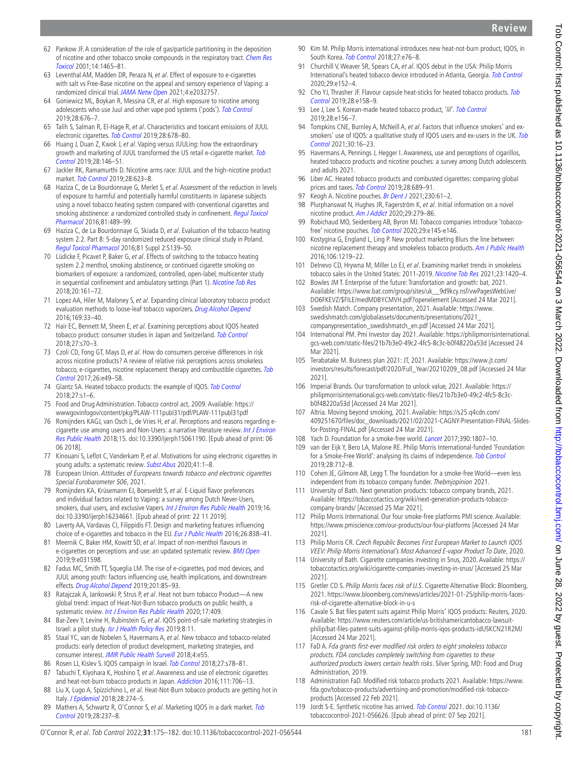62 Pankow JF. A consideration of the role of gas/particle partitioning in the deposition of nicotine and other tobacco smoke compounds in the respiratory tract. *Chem Res Toxicol* 2001;14:1465–81.

63 Leventhal AM, Madden DR, Peraza N, *et al*. Effect of exposure to e-cigarettes with salt vs Free-Base nicotine on the appeal and sensory experience of Vaping: a randomized clinical trial. *JAMA Netw Open* 2021;4:e2032757.

64 Goniewicz ML, Boykan R, Messina CR, *et al*. High exposure to nicotine among adolescents who use Juul and other vape pod systems ('pods'). *Tob Control* 2019;28:676–7.

65 Talih S, Salman R, El-Hage R, *et al*. Characteristics and toxicant emissions of JUUL electronic cigarettes. *Tob Control* 2019;28:678–80.

66 Huang J, Duan Z, Kwok J, *et al*. Vaping versus JUULing: how the extraordinary growth and marketing of JUUL transformed the US retail e-cigarette market. *Tob Control* 2019;28:146–51.

67 Jackler RK, Ramamurthi D. Nicotine arms race: JUUL and the high-nicotine product market. *Tob Control* 2019;28:623–8.

68 Haziza C, de La Bourdonnaye G, Merlet S, *et al*. Assessment of the reduction in levels of exposure to harmful and potentially harmful constituents in Japanese subjects using a novel tobacco heating system compared with conventional cigarettes and smoking abstinence: a randomized controlled study in confinement. *Regul Toxicol Pharmacol* 2016;81:489–99.

69 Haziza C, de La Bourdonnaye G, Skiada D, *et al*. Evaluation of the tobacco heating system 2.2. Part 8: 5-day randomized reduced exposure clinical study in Poland. *Regul Toxicol Pharmacol* 2016;81 Suppl 2:S139–50.

70 Lüdicke F, Picavet P, Baker G, *et al*. Effects of switching to the tobacco heating system 2.2 menthol, smoking abstinence, or continued cigarette smoking on biomarkers of exposure: a randomized, controlled, open-label, multicenter study in sequential confinement and ambulatory settings (Part 1). *Nicotine Tob Res* 2018;20:161–72.

71 Lopez AA, Hiler M, Maloney S, *et al*. Expanding clinical laboratory tobacco product evaluation methods to loose-leaf tobacco vaporizers. *Drug Alcohol Depend* 2016;169:33–40.

72 Hair EC, Bennett M, Sheen E, *et al*. Examining perceptions about IQOS heated tobacco product: consumer studies in Japan and Switzerland. *Tob Control* 2018;27:s70–3.

73 Czoli CD, Fong GT, Mays D, *et al*. How do consumers perceive differences in risk across nicotine products? A review of relative risk perceptions across smokeless tobacco, e-cigarettes, nicotine replacement therapy and combustible cigarettes. *Tob Control* 2017;26:e49–58.

74 Glantz SA. Heated tobacco products: the example of IQOS. *Tob Control* 2018;27:s1–6.

75 Food and Drug Administration. Tobacco control act, 2009. Available: https://wwwgovinfogov/content/pkg/PLAW-111publ31/pdf/PLAW-111publ31pdf

76 Romijnders KAGJ, van Osch L, de Vries H, *et al*. Perceptions and reasons regarding e-cigarette use among users and Non-Users: a narrative literature review. *Int J Environ Res Public Health* 2018;15. doi:10.3390/ijerph15061190. [Epub ahead of print: 06 06 2018].

77 Kinouani S, Leflot C, Vanderkam P, *et al*. Motivations for using electronic cigarettes in young adults: a systematic review. *Subst Abus* 2020;41:1–8.

78 European Union. *Attitudes of Europeans towards tobacco and electronic cigarettes Special Eurobarometer 506*, 2021.

79 Romijnders KA, Krüsemann EJ, Boesveldt S, *et al*. E-Liquid flavor preferences and individual factors related to Vaping: a survey among Dutch Never-Users, smokers, dual users, and exclusive Vapers. *Int J Environ Res Public Health* 2019;16. doi:10.3390/ijerph16234661. [Epub ahead of print: 22 11 2019].

80 Laverty AA, Vardavas CI, Filippidis FT. Design and marketing features influencing choice of e-cigarettes and tobacco in the EU. *Eur J Public Health* 2016;26:838–41.

81 Meernik C, Baker HM, Kowitt SD, *et al*. Impact of non-menthol flavours in e-cigarettes on perceptions and use: an updated systematic review. *BMJ Open* 2019;9:e031598.

82 Fadus MC, Smith TT, Squeglia LM. The rise of e-cigarettes, pod mod devices, and JUUL among youth: factors influencing use, health implications, and downstream effects. *Drug Alcohol Depend* 2019;201:85–93.

83 Ratajczak A, Jankowski P, Strus P, *et al*. Heat not burn tobacco Product—A new global trend: impact of Heat-Not-Burn tobacco products on public health, a systematic review. *Int J Environ Res Public Health* 2020;17:409.

84 Bar-Zeev Y, Levine H, Rubinstein G, *et al*. IQOS point-of-sale marketing strategies in Israel: a pilot study. *Isr J Health Policy Res* 2019;8:11.

85 Staal YC, van de Nobelen S, Havermans A, *et al*. New tobacco and tobacco-related products: early detection of product development, marketing strategies, and consumer interest. *JMIR Public Health Surveill* 2018;4:e55.

86 Rosen LJ, Kislev S. IQOS campaign in Israel. *Tob Control* 2018;27:s78–81.

87 Tabuchi T, Kiyohara K, Hoshino T, *et al*. Awareness and use of electronic cigarettes and heat-not-burn tobacco products in Japan. *Addiction* 2016;111:706–13.

88 Liu X, Lugo A, Spizzichino L, *et al*. Heat-Not-Burn tobacco products are getting hot in Italy. *J Epidemiol* 2018;28:274–5.

89 Mathers A, Schwartz R, O'Connor S, *et al*. Marketing IQOS in a dark market. *Tob Control* 2019;28:237–8.

90 Kim M. Philip Morris international introduces new heat-not-burn product, IQOS, in South Korea. *Tob Control* 2018;27:e76–8.

91 Churchill V, Weaver SR, Spears CA, *et al*. IQOS debut in the USA: Philip Morris International's heated tobacco device introduced in Atlanta, Georgia. *Tob Control* 2020;29:e152–4.

92 Cho YJ, Thrasher JF. Flavour capsule heat-sticks for heated tobacco products. *Tob Control* 2019;28:e158–9.

93 Lee J, Lee S. Korean-made heated tobacco product, 'lil'. *Tob Control* 2019;28:e156–7.

94 Tompkins CNE, Burnley A, McNeill A, *et al*. Factors that influence smokers' and ex-smokers' use of IQOS: a qualitative study of IQOS users and ex-users in the UK. *Tob Control* 2021;30:16–23.

95 Havermans A, Pennings J, Hegger I. Awareness, use and perceptions of cigarillos, heated tobacco products and nicotine pouches: a survey among Dutch adolescents and adults 2021.

96 Liber AC. Heated tobacco products and combusted cigarettes: comparing global prices and taxes. *Tob Control* 2019;28:689–91.

97 Keogh A. Nicotine pouches. *Br Dent J* 2021;230:61–2.

98 Plurphanswat N, Hughes JR, Fagerström K, *et al*. Initial information on a novel nicotine product. *Am J Addict* 2020;29:279–86.

99 Robichaud MO, Seidenberg AB, Byron MJ. Tobacco companies introduce 'tobacco-free' nicotine pouches. *Tob Control* 2020;29:e145-e146.

100 Kostygina G, England L, Ling P. New product marketing Blurs the line between nicotine replacement therapy and smokeless tobacco products. *Am J Public Health* 2016;106:1219–22.

101 Delnevo CD, Hrywna M, Miller Lo EJ, *et al*. Examining market trends in smokeless tobacco sales in the United States: 2011-2019. *Nicotine Tob Res* 2021;23:1420–4.

102 Bowles JM T. Enterprise of the future: Transfortation and growth: bat, 2021. Available: https://www.bat.com/group/sites/uk__9d9kcy.nsf/vwPagesWebLive/DO6FKEVZ/$FILE/medMDBYCMVH.pdf?openelement [Accessed 24 Mar 2021].

103 Swedish Match. Company presentation, 2021. Available: https://www.swedishmatch.com/globalassets/documents/presentations/2021_companypresentation_swedishmatch_en.pdf [Accessed 24 Mar 2021].

104 International PM. Pmi Investor day 2021. Available: https://philipmorrisinternational.gcs-web.com/static-files/21b7b3e0-49c2-4fc5-8c3c-b0f48220a53d [Accessed 24 Mar 2021].

105 Terabatake M. Buisness plan 2021: JT, 2021. Available: https://www.jt.com/investors/results/forecast/pdf/2020/Full_Year/20210209_08.pdf [Accessed 24 Mar 2021].

106 Imperial Brands. Our transformation to unlock value, 2021. Available: https://philipmorrisinternational.gcs-web.com/static-files/21b7b3e0-49c2-4fc5-8c3c-b0f48220a53d [Accessed 24 Mar 2021].

107 Altria. Moving beyond smoking, 2021. Available: https://s25.q4cdn.com/409251670/files/doc_downloads/2021/02/2021-CAGNY-Presentation-FINAL-Slides-for-Posting-FINAL.pdf [Accessed 24 Mar 2021].

108 Yach D. Foundation for a smoke-free world. *Lancet* 2017;390:1807–10.

109 van der Eijk Y, Bero LA, Malone RE. Philip Morris International-funded 'Foundation for a Smoke-Free World': analysing its claims of independence. *Tob Control* 2019;28:712–8.

110 Cohen JE, Gilmore AB, Legg T. The foundation for a smoke-free World—even less independent from its tobacco company funder. *Thebmjopinion* 2021.

111 University of Bath. Next generation products: tobacco company brands, 2021. Available: https://tobaccotactics.org/wiki/next-generation-products-tobacco-company-brands/ [Accessed 25 Mar 2021].

112 Philip Morris International. Our four smoke-free platforms PMI science. Available: https://www.pmiscience.com/our-products/our-four-platforms [Accessed 24 Mar 2021].

113 Philip Morris CR. *Czech Republic Becomes First European Market to Launch IQOS VEEV: Philip Morris International's Most Advanced E-vapor Product To Date*, 2020.

114 University of Bath. Cigarette companies investing in Snus, 2020. Available: https://tobaccotactics.org/wiki/cigarette-companies-investing-in-snus/ [Accessed 25 Mar 2021].

115 Gretler CD S. *Philip Morris faces risk of U.S.* Cigarette Alternative Block: Bloomberg, 2021. https://www.bloomberg.com/news/articles/2021-01-25/philip-morris-faces-risk-of-cigarette-alternative-block-in-u-s

116 Cavale S. Bat files patent suits against Philip Morris' IQOS products: Reuters, 2020. Available: https://www.reuters.com/article/us-britishamericantobacco-lawsuit-philip/bat-files-patent-suits-against-philip-morris-iqos-products-idUSKCN21R2MJ [Accessed 24 Mar 2021].

117 FaD A. *Fda grants first-ever modified risk orders to eight smokeless tobacco products. FDA concludes completely switching from cigarettes to these authorized products lowers certain health risks*. Silver Spring, MD: Food and Drug Administration, 2019.

118 Administration FaD. Modified risk tobacco products 2021. Available: https://www.fda.gov/tobacco-products/advertising-and-promotion/modified-risk-tobacco-products [Accessed 22 Feb 2021].

119 Jordt S-E. Synthetic nicotine has arrived. *Tob Control* 2021. doi:10.1136/tobaccocontrol-2021-056626. [Epub ahead of print: 07 Sep 2021].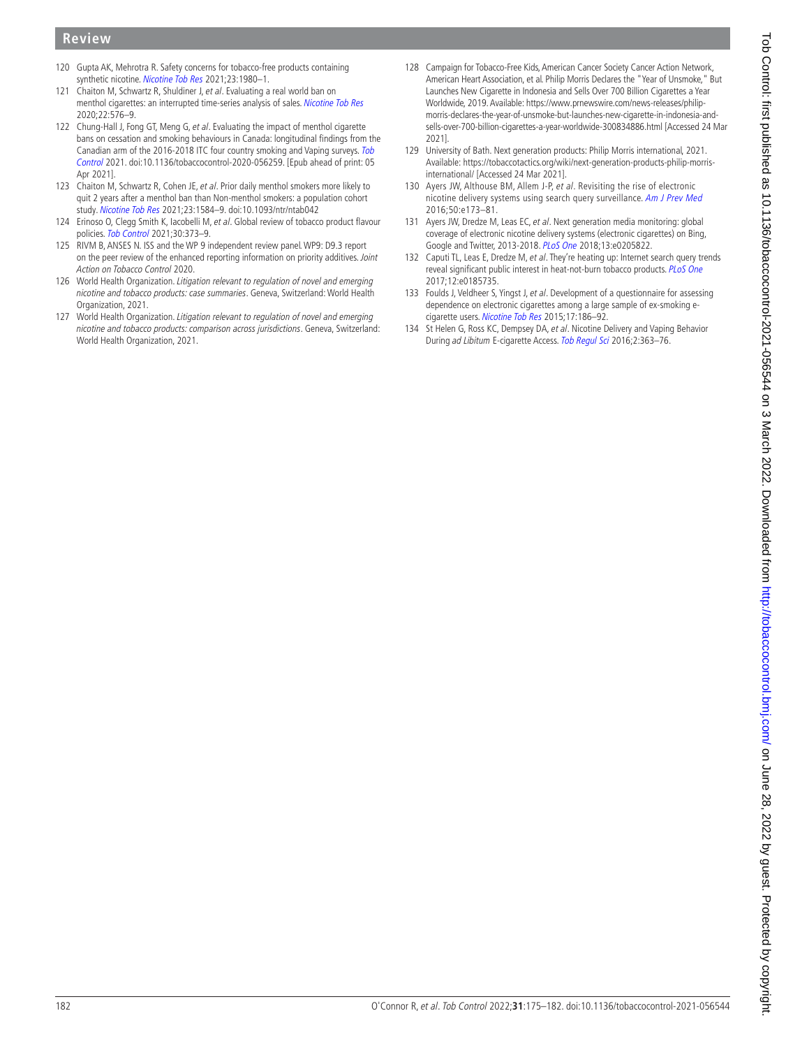120 Gupta AK, Mehrotra R. Safety concerns for tobacco-free products containing synthetic nicotine. *Nicotine Tob Res* 2021;23:1980–1.

121 Chaiton M, Schwartz R, Shuldiner J, *et al*. Evaluating a real world ban on menthol cigarettes: an interrupted time-series analysis of sales. *Nicotine Tob Res* 2020;22:576–9.

122 Chung-Hall J, Fong GT, Meng G, *et al*. Evaluating the impact of menthol cigarette bans on cessation and smoking behaviours in Canada: longitudinal findings from the Canadian arm of the 2016-2018 ITC four country smoking and Vaping surveys. *Tob Control* 2021. doi:10.1136/tobaccocontrol-2020-056259. [Epub ahead of print: 05 Apr 2021].

123 Chaiton M, Schwartz R, Cohen JE, *et al*. Prior daily menthol smokers more likely to quit 2 years after a menthol ban than Non-menthol smokers: a population cohort study. *Nicotine Tob Res* 2021;23:1584–9. doi:10.1093/ntr/ntab042

124 Erinoso O, Clegg Smith K, Iacobelli M, *et al*. Global review of tobacco product flavour policies. *Tob Control* 2021;30:373–9.

125 RIVM B, ANSES N. ISS and the WP 9 independent review panel. WP9: D9.3 report on the peer review of the enhanced reporting information on priority additives. *Joint Action on Tobacco Control* 2020.

126 World Health Organization. *Litigation relevant to regulation of novel and emerging nicotine and tobacco products: case summaries*. Geneva, Switzerland: World Health Organization, 2021.

127 World Health Organization. *Litigation relevant to regulation of novel and emerging nicotine and tobacco products: comparison across jurisdictions*. Geneva, Switzerland: World Health Organization, 2021.

128 Campaign for Tobacco-Free Kids, American Cancer Society Cancer Action Network, American Heart Association, et al. Philip Morris Declares the "Year of Unsmoke," But Launches New Cigarette in Indonesia and Sells Over 700 Billion Cigarettes a Year Worldwide, 2019. Available: https://www.prnewswire.com/news-releases/philip-morris-declares-the-year-of-unsmoke-but-launches-new-cigarette-in-indonesia-and-sells-over-700-billion-cigarettes-a-year-worldwide-300834886.html [Accessed 24 Mar 2021].

129 University of Bath. Next generation products: Philip Morris international, 2021. Available: https://tobaccotactics.org/wiki/next-generation-products-philip-morris-international/ [Accessed 24 Mar 2021].

130 Ayers JW, Althouse BM, Allem J-P, *et al*. Revisiting the rise of electronic nicotine delivery systems using search query surveillance. *Am J Prev Med* 2016;50:e173–81.

131 Ayers JW, Dredze M, Leas EC, *et al*. Next generation media monitoring: global coverage of electronic nicotine delivery systems (electronic cigarettes) on Bing, Google and Twitter, 2013-2018. *PLoS One* 2018;13:e0205822.

132 Caputi TL, Leas E, Dredze M, *et al*. They're heating up: Internet search query trends reveal significant public interest in heat-not-burn tobacco products. *PLoS One* 2017;12:e0185735.

133 Foulds J, Veldheer S, Yingst J, *et al*. Development of a questionnaire for assessing dependence on electronic cigarettes among a large sample of ex-smoking e-cigarette users. *Nicotine Tob Res* 2015;17:186–92.

134 St Helen G, Ross KC, Dempsey DA, *et al*. Nicotine Delivery and Vaping Behavior During *ad Libitum* E-cigarette Access. *Tob Regul Sci* 2016;2:363–76.